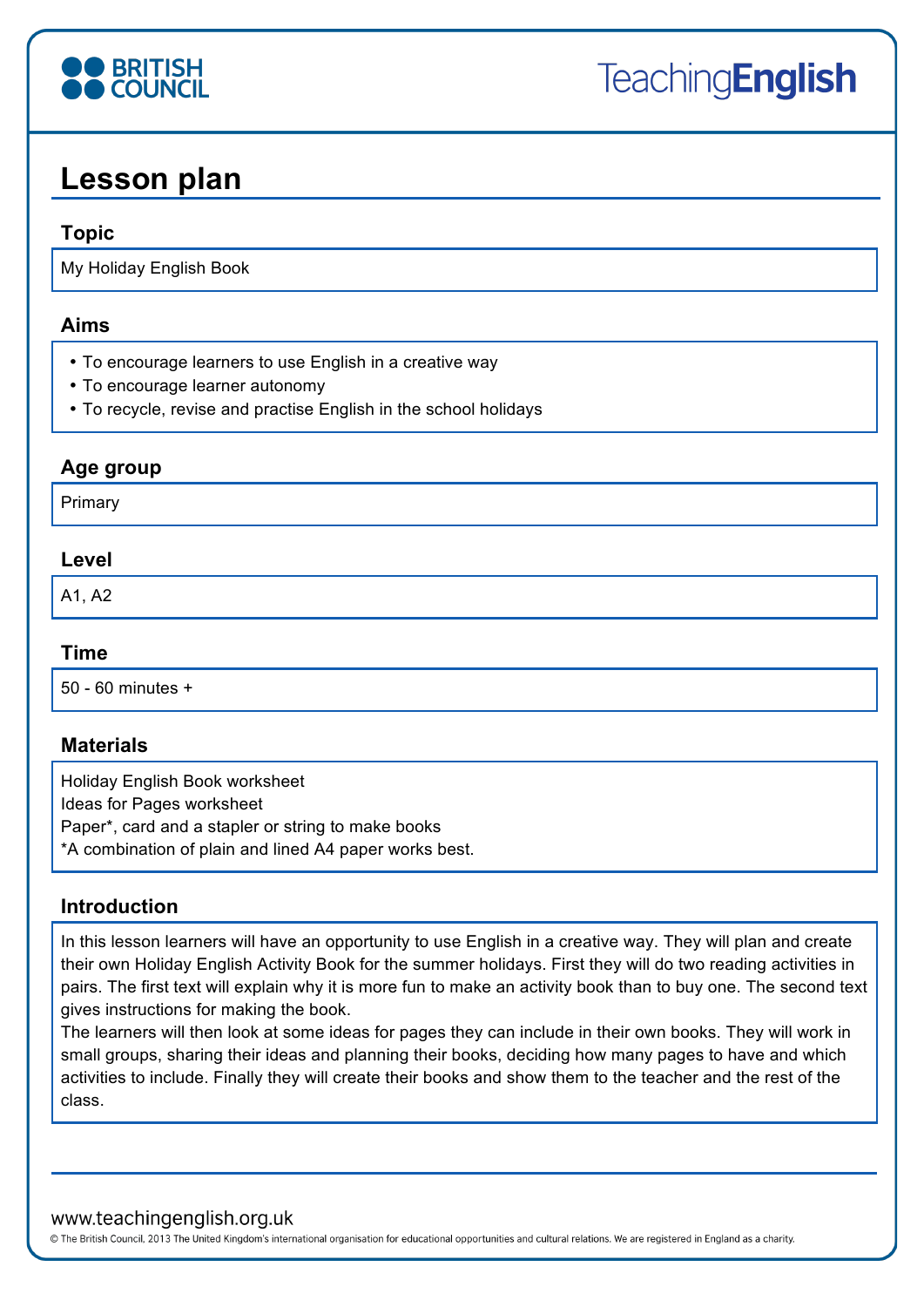# Lesson plan

## Topic

My Holiday English Book

## Aims

- To encourage learners to use English in a creative way
- To encourage learner autonomy
- To recycle, revise and practise English in the school holidays

## Age group

Primary

## Level

A1, A2

## Time

50 - 60 minutes +

## Materials

Holiday English Book worksheet
Ideas for Pages worksheet
Paper*, card and a stapler or string to make books
*A combination of plain and lined A4 paper works best.

## Introduction

In this lesson learners will have an opportunity to use English in a creative way. They will plan and create their own Holiday English Activity Book for the summer holidays. First they will do two reading activities in pairs. The first text will explain why it is more fun to make an activity book than to buy one. The second text gives instructions for making the book.
The learners will then look at some ideas for pages they can include in their own books. They will work in small groups, sharing their ideas and planning their books, deciding how many pages to have and which activities to include. Finally they will create their books and show them to the teacher and the rest of the class.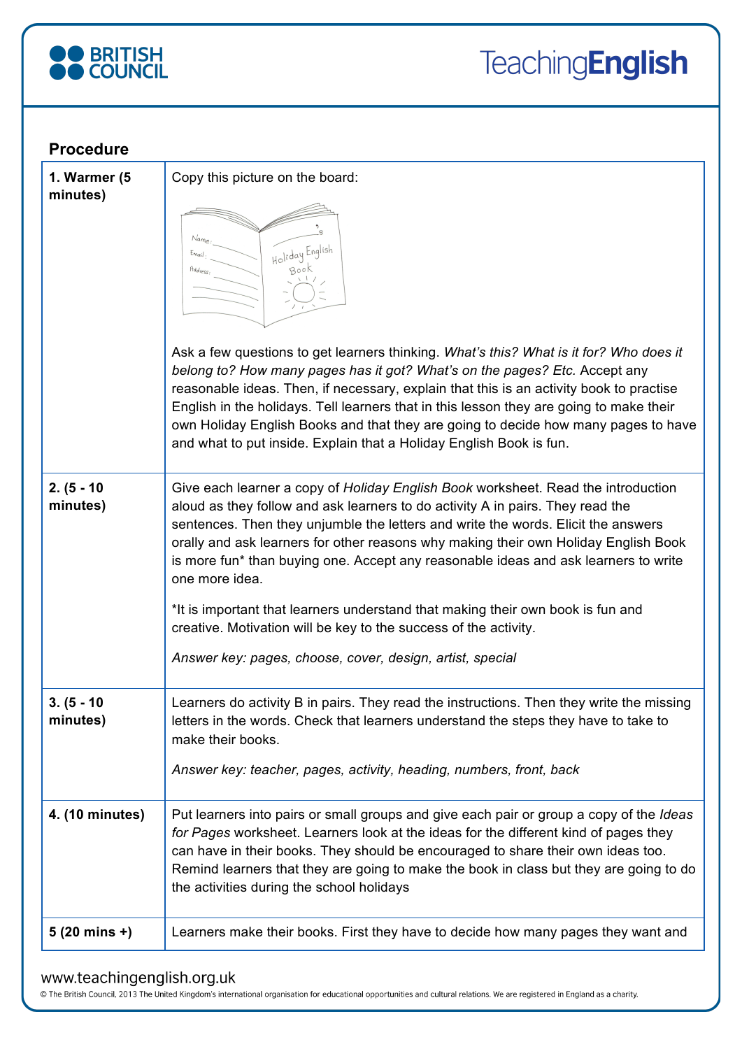## Procedure

| | |
|---|---|
| **1. Warmer (5 minutes)** | Copy this picture on the board: Ask a few questions to get learners thinking. *What's this? What is it for? Who does it belong to? How many pages has it got? What's on the pages? Etc.* Accept any reasonable ideas. Then, if necessary, explain that this is an activity book to practise English in the holidays. Tell learners that in this lesson they are going to make their own Holiday English Books and that they are going to decide how many pages to have and what to put inside. Explain that a Holiday English Book is fun. |
| **2. (5 - 10 minutes)** | Give each learner a copy of *Holiday English Book* worksheet. Read the introduction aloud as they follow and ask learners to do activity A in pairs. They read the sentences. Then they unjumble the letters and write the words. Elicit the answers orally and ask learners for other reasons why making their own Holiday English Book is more fun* than buying one. Accept any reasonable ideas and ask learners to write one more idea. <br><br> *It is important that learners understand that making their own book is fun and creative. Motivation will be key to the success of the activity. <br><br> *Answer key: pages, choose, cover, design, artist, special* |
| **3. (5 - 10 minutes)** | Learners do activity B in pairs. They read the instructions. Then they write the missing letters in the words. Check that learners understand the steps they have to take to make their books. <br><br> *Answer key: teacher, pages, activity, heading, numbers, front, back* |
| **4. (10 minutes)** | Put learners into pairs or small groups and give each pair or group a copy of the *Ideas for Pages* worksheet. Learners look at the ideas for the different kind of pages they can have in their books. They should be encouraged to share their own ideas too. Remind learners that they are going to make the book in class but they are going to do the activities during the school holidays |
| **5 (20 mins +)** | Learners make their books. First they have to decide how many pages they want and |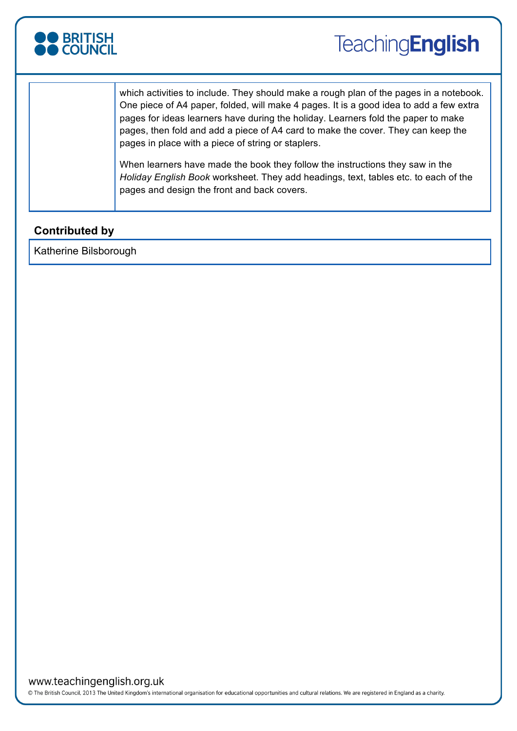| | |
|---|---|
| | which activities to include. They should make a rough plan of the pages in a notebook. One piece of A4 paper, folded, will make 4 pages. It is a good idea to add a few extra pages for ideas learners have during the holiday. Learners fold the paper to make pages, then fold and add a piece of A4 card to make the cover. They can keep the pages in place with a piece of string or staplers.<br><br>When learners have made the book they follow the instructions they saw in the *Holiday English Book* worksheet. They add headings, text, tables etc. to each of the pages and design the front and back covers. |

**Contributed by**

Katherine Bilsborough